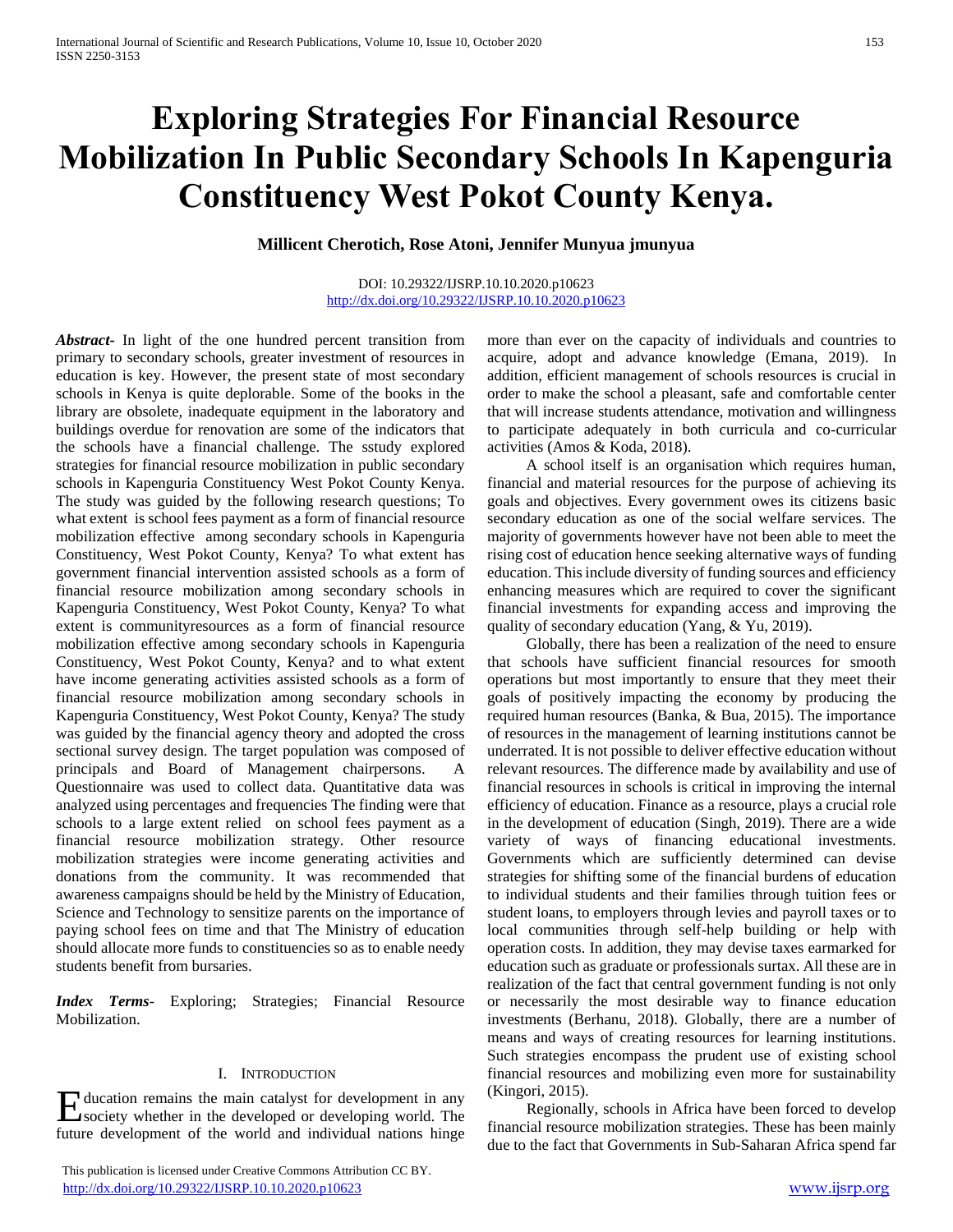# Exploring Strategies For Financial Resource Mobilization In Public Secondary Schools In Kapenguria Constituency West Pokot County Kenya.

**Millicent Cherotich, Rose Atoni, Jennifer Munyua jmunyua**

DOI: 10.29322/IJSRP.10.10.2020.p10623
http://dx.doi.org/10.29322/IJSRP.10.10.2020.p10623

***Abstract-*** In light of the one hundred percent transition from primary to secondary schools, greater investment of resources in education is key. However, the present state of most secondary schools in Kenya is quite deplorable. Some of the books in the library are obsolete, inadequate equipment in the laboratory and buildings overdue for renovation are some of the indicators that the schools have a financial challenge. The sstudy explored strategies for financial resource mobilization in public secondary schools in Kapenguria Constituency West Pokot County Kenya. The study was guided by the following research questions; To what extent is school fees payment as a form of financial resource mobilization effective among secondary schools in Kapenguria Constituency, West Pokot County, Kenya? To what extent has government financial intervention assisted schools as a form of financial resource mobilization among secondary schools in Kapenguria Constituency, West Pokot County, Kenya? To what extent is communityresources as a form of financial resource mobilization effective among secondary schools in Kapenguria Constituency, West Pokot County, Kenya? and to what extent have income generating activities assisted schools as a form of financial resource mobilization among secondary schools in Kapenguria Constituency, West Pokot County, Kenya? The study was guided by the financial agency theory and adopted the cross sectional survey design. The target population was composed of principals and Board of Management chairpersons. A Questionnaire was used to collect data. Quantitative data was analyzed using percentages and frequencies The finding were that schools to a large extent relied on school fees payment as a financial resource mobilization strategy. Other resource mobilization strategies were income generating activities and donations from the community. It was recommended that awareness campaigns should be held by the Ministry of Education, Science and Technology to sensitize parents on the importance of paying school fees on time and that The Ministry of education should allocate more funds to constituencies so as to enable needy students benefit from bursaries.

***Index Terms*-** Exploring; Strategies; Financial Resource Mobilization.

## I. Introduction

Education remains the main catalyst for development in any society whether in the developed or developing world. The future development of the world and individual nations hinge more than ever on the capacity of individuals and countries to acquire, adopt and advance knowledge (Emana, 2019). In addition, efficient management of schools resources is crucial in order to make the school a pleasant, safe and comfortable center that will increase students attendance, motivation and willingness to participate adequately in both curricula and co-curricular activities (Amos & Koda, 2018).

A school itself is an organisation which requires human, financial and material resources for the purpose of achieving its goals and objectives. Every government owes its citizens basic secondary education as one of the social welfare services. The majority of governments however have not been able to meet the rising cost of education hence seeking alternative ways of funding education. This include diversity of funding sources and efficiency enhancing measures which are required to cover the significant financial investments for expanding access and improving the quality of secondary education (Yang, & Yu, 2019).

Globally, there has been a realization of the need to ensure that schools have sufficient financial resources for smooth operations but most importantly to ensure that they meet their goals of positively impacting the economy by producing the required human resources (Banka, & Bua, 2015). The importance of resources in the management of learning institutions cannot be underrated. It is not possible to deliver effective education without relevant resources. The difference made by availability and use of financial resources in schools is critical in improving the internal efficiency of education. Finance as a resource, plays a crucial role in the development of education (Singh, 2019). There are a wide variety of ways of financing educational investments. Governments which are sufficiently determined can devise strategies for shifting some of the financial burdens of education to individual students and their families through tuition fees or student loans, to employers through levies and payroll taxes or to local communities through self-help building or help with operation costs. In addition, they may devise taxes earmarked for education such as graduate or professionals surtax. All these are in realization of the fact that central government funding is not only or necessarily the most desirable way to finance education investments (Berhanu, 2018). Globally, there are a number of means and ways of creating resources for learning institutions. Such strategies encompass the prudent use of existing school financial resources and mobilizing even more for sustainability (Kingori, 2015).

Regionally, schools in Africa have been forced to develop financial resource mobilization strategies. These has been mainly due to the fact that Governments in Sub-Saharan Africa spend far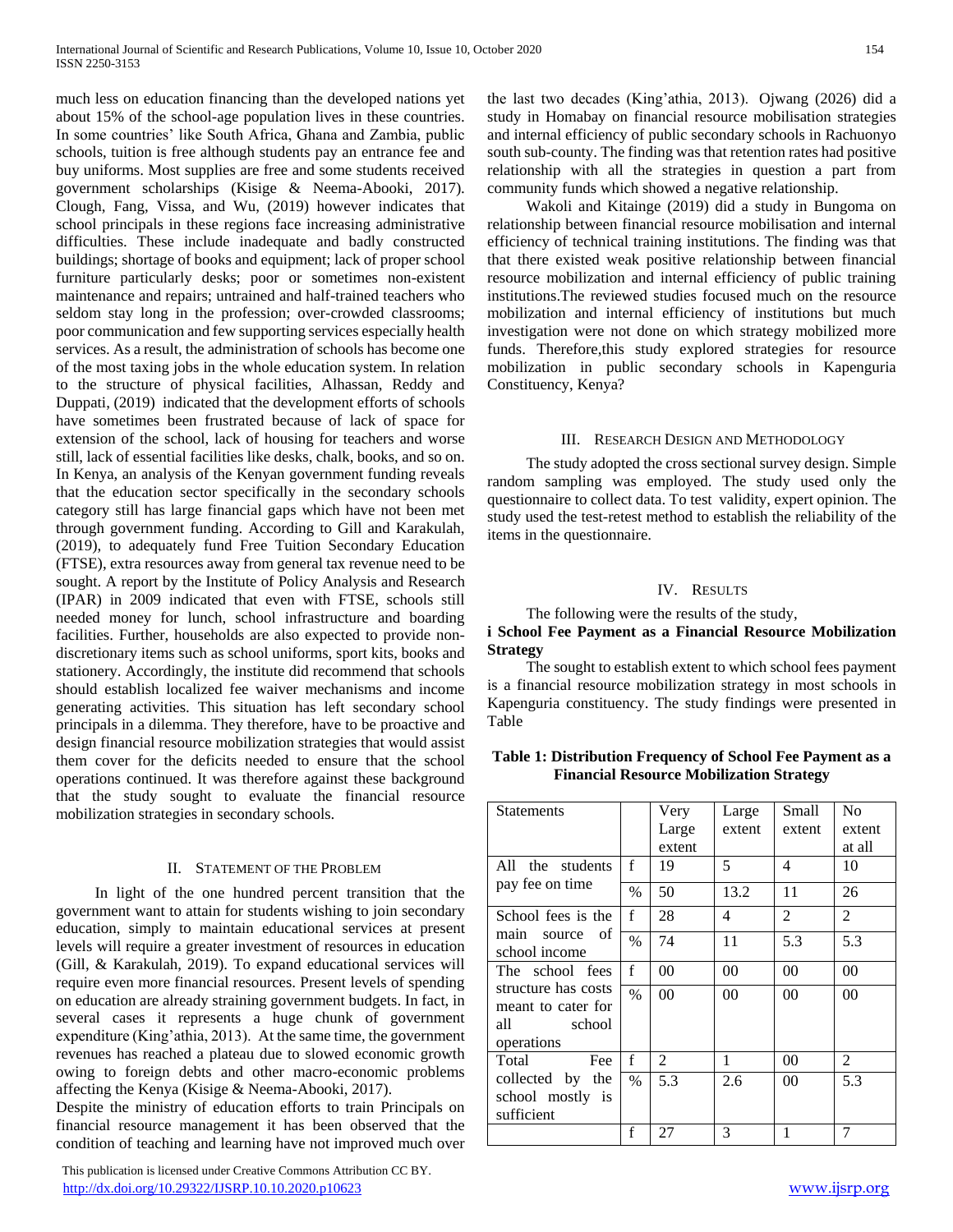much less on education financing than the developed nations yet about 15% of the school-age population lives in these countries. In some countries' like South Africa, Ghana and Zambia, public schools, tuition is free although students pay an entrance fee and buy uniforms. Most supplies are free and some students received government scholarships (Kisige & Neema-Abooki, 2017). Clough, Fang, Vissa, and Wu, (2019) however indicates that school principals in these regions face increasing administrative difficulties. These include inadequate and badly constructed buildings; shortage of books and equipment; lack of proper school furniture particularly desks; poor or sometimes non-existent maintenance and repairs; untrained and half-trained teachers who seldom stay long in the profession; over-crowded classrooms; poor communication and few supporting services especially health services. As a result, the administration of schools has become one of the most taxing jobs in the whole education system. In relation to the structure of physical facilities, Alhassan, Reddy and Duppati, (2019) indicated that the development efforts of schools have sometimes been frustrated because of lack of space for extension of the school, lack of housing for teachers and worse still, lack of essential facilities like desks, chalk, books, and so on. In Kenya, an analysis of the Kenyan government funding reveals that the education sector specifically in the secondary schools category still has large financial gaps which have not been met through government funding. According to Gill and Karakulah, (2019), to adequately fund Free Tuition Secondary Education (FTSE), extra resources away from general tax revenue need to be sought. A report by the Institute of Policy Analysis and Research (IPAR) in 2009 indicated that even with FTSE, schools still needed money for lunch, school infrastructure and boarding facilities. Further, households are also expected to provide non-discretionary items such as school uniforms, sport kits, books and stationery. Accordingly, the institute did recommend that schools should establish localized fee waiver mechanisms and income generating activities. This situation has left secondary school principals in a dilemma. They therefore, have to be proactive and design financial resource mobilization strategies that would assist them cover for the deficits needed to ensure that the school operations continued. It was therefore against these background that the study sought to evaluate the financial resource mobilization strategies in secondary schools.

## II. Statement of the Problem

In light of the one hundred percent transition that the government want to attain for students wishing to join secondary education, simply to maintain educational services at present levels will require a greater investment of resources in education (Gill, & Karakulah, 2019). To expand educational services will require even more financial resources. Present levels of spending on education are already straining government budgets. In fact, in several cases it represents a huge chunk of government expenditure (King'athia, 2013). At the same time, the government revenues has reached a plateau due to slowed economic growth owing to foreign debts and other macro-economic problems affecting the Kenya (Kisige & Neema-Abooki, 2017).

Despite the ministry of education efforts to train Principals on financial resource management it has been observed that the condition of teaching and learning have not improved much over the last two decades (King'athia, 2013). Ojwang (2026) did a study in Homabay on financial resource mobilisation strategies and internal efficiency of public secondary schools in Rachuonyo south sub-county. The finding was that retention rates had positive relationship with all the strategies in question a part from community funds which showed a negative relationship.

Wakoli and Kitainge (2019) did a study in Bungoma on relationship between financial resource mobilisation and internal efficiency of technical training institutions. The finding was that that there existed weak positive relationship between financial resource mobilization and internal efficiency of public training institutions.The reviewed studies focused much on the resource mobilization and internal efficiency of institutions but much investigation were not done on which strategy mobilized more funds. Therefore,this study explored strategies for resource mobilization in public secondary schools in Kapenguria Constituency, Kenya?

## III. Research Design and Methodology

The study adopted the cross sectional survey design. Simple random sampling was employed. The study used only the questionnaire to collect data. To test validity, expert opinion. The study used the test-retest method to establish the reliability of the items in the questionnaire.

## IV. Results

The following were the results of the study,

**i School Fee Payment as a Financial Resource Mobilization Strategy**

The sought to establish extent to which school fees payment is a financial resource mobilization strategy in most schools in Kapenguria constituency. The study findings were presented in Table

**Table 1: Distribution Frequency of School Fee Payment as a Financial Resource Mobilization Strategy**

| Statements | | Very Large extent | Large extent | Small extent | No extent at all |
|---|---|---|---|---|---|
| All the students pay fee on time | f | 19 | 5 | 4 | 10 |
| | % | 50 | 13.2 | 11 | 26 |
| School fees is the main source of school income | f | 28 | 4 | 2 | 2 |
| | % | 74 | 11 | 5.3 | 5.3 |
| The school fees structure has costs meant to cater for all school operations | f | 00 | 00 | 00 | 00 |
| | % | 00 | 00 | 00 | 00 |
| Total Fee collected by the school mostly is sufficient | f | 2 | 1 | 00 | 2 |
| | % | 5.3 | 2.6 | 00 | 5.3 |
| | f | 27 | 3 | 1 | 7 |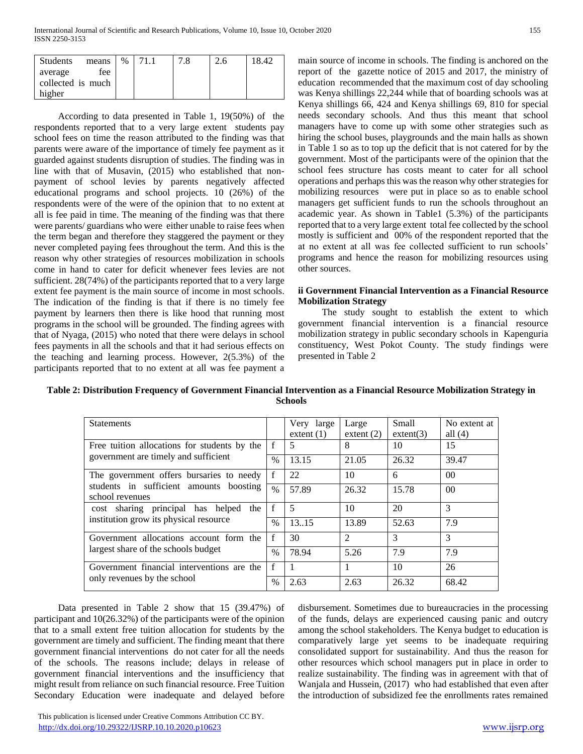| Students means average fee collected is much higher | % | 71.1 | 7.8 | 2.6 | 18.42 |
|---|---|---|---|---|---|

According to data presented in Table 1, 19(50%) of the respondents reported that to a very large extent students pay school fees on time the reason attributed to the finding was that parents were aware of the importance of timely fee payment as it guarded against students disruption of studies. The finding was in line with that of Musavin, (2015) who established that non-payment of school levies by parents negatively affected educational programs and school projects. 10 (26%) of the respondents were of the were of the opinion that to no extent at all is fee paid in time. The meaning of the finding was that there were parents/ guardians who were either unable to raise fees when the term began and therefore they staggered the payment or they never completed paying fees throughout the term. And this is the reason why other strategies of resources mobilization in schools come in hand to cater for deficit whenever fees levies are not sufficient. 28(74%) of the participants reported that to a very large extent fee payment is the main source of income in most schools. The indication of the finding is that if there is no timely fee payment by learners then there is like hood that running most programs in the school will be grounded. The finding agrees with that of Nyaga, (2015) who noted that there were delays in school fees payments in all the schools and that it had serious effects on the teaching and learning process. However, 2(5.3%) of the participants reported that to no extent at all was fee payment a main source of income in schools. The finding is anchored on the report of the gazette notice of 2015 and 2017, the ministry of education recommended that the maximum cost of day schooling was Kenya shillings 22,244 while that of boarding schools was at Kenya shillings 66, 424 and Kenya shillings 69, 810 for special needs secondary schools. And thus this meant that school managers have to come up with some other strategies such as hiring the school buses, playgrounds and the main halls as shown in Table 1 so as to top up the deficit that is not catered for by the government. Most of the participants were of the opinion that the school fees structure has costs meant to cater for all school operations and perhaps this was the reason why other strategies for mobilizing resources were put in place so as to enable school managers get sufficient funds to run the schools throughout an academic year. As shown in Table1 (5.3%) of the participants reported that to a very large extent total fee collected by the school mostly is sufficient and 00% of the respondent reported that the at no extent at all was fee collected sufficient to run schools' programs and hence the reason for mobilizing resources using other sources.

### ii Government Financial Intervention as a Financial Resource Mobilization Strategy

The study sought to establish the extent to which government financial intervention is a financial resource mobilization strategy in public secondary schools in Kapenguria constituency, West Pokot County. The study findings were presented in Table 2

**Table 2: Distribution Frequency of Government Financial Intervention as a Financial Resource Mobilization Strategy in Schools**

| Statements | | Very large extent (1) | Large extent (2) | Small extent(3) | No extent at all (4) |
|---|---|---|---|---|---|
| Free tuition allocations for students by the government are timely and sufficient | f | 5 | 8 | 10 | 15 |
| | % | 13.15 | 21.05 | 26.32 | 39.47 |
| The government offers bursaries to needy students in sufficient amounts boosting school revenues | f | 22 | 10 | 6 | 00 |
| | % | 57.89 | 26.32 | 15.78 | 00 |
| cost sharing principal has helped the institution grow its physical resource | f | 5 | 10 | 20 | 3 |
| | % | 13..15 | 13.89 | 52.63 | 7.9 |
| Government allocations account form the largest share of the schools budget | f | 30 | 2 | 3 | 3 |
| | % | 78.94 | 5.26 | 7.9 | 7.9 |
| Government financial interventions are the only revenues by the school | f | 1 | 1 | 10 | 26 |
| | % | 2.63 | 2.63 | 26.32 | 68.42 |

Data presented in Table 2 show that 15 (39.47%) of participant and 10(26.32%) of the participants were of the opinion that to a small extent free tuition allocation for students by the government are timely and sufficient. The finding meant that there government financial interventions do not cater for all the needs of the schools. The reasons include; delays in release of government financial interventions and the insufficiency that might result from reliance on such financial resource. Free Tuition Secondary Education were inadequate and delayed before disbursement. Sometimes due to bureaucracies in the processing of the funds, delays are experienced causing panic and outcry among the school stakeholders. The Kenya budget to education is comparatively large yet seems to be inadequate requiring consolidated support for sustainability. And thus the reason for other resources which school managers put in place in order to realize sustainability. The finding was in agreement with that of Wanjala and Hussein, (2017) who had established that even after the introduction of subsidized fee the enrollments rates remained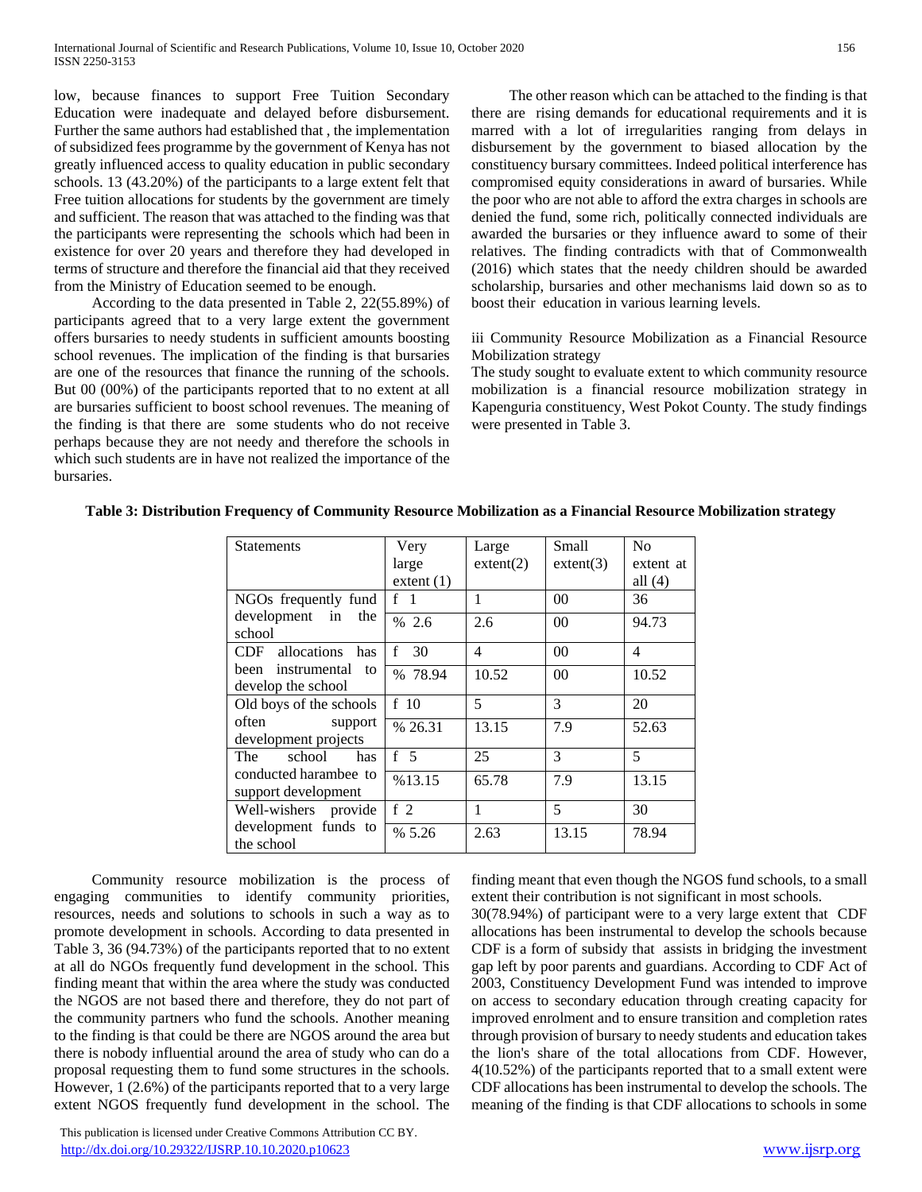low, because finances to support Free Tuition Secondary Education were inadequate and delayed before disbursement. Further the same authors had established that , the implementation of subsidized fees programme by the government of Kenya has not greatly influenced access to quality education in public secondary schools. 13 (43.20%) of the participants to a large extent felt that Free tuition allocations for students by the government are timely and sufficient. The reason that was attached to the finding was that the participants were representing the schools which had been in existence for over 20 years and therefore they had developed in terms of structure and therefore the financial aid that they received from the Ministry of Education seemed to be enough.

According to the data presented in Table 2, 22(55.89%) of participants agreed that to a very large extent the government offers bursaries to needy students in sufficient amounts boosting school revenues. The implication of the finding is that bursaries are one of the resources that finance the running of the schools. But 00 (00%) of the participants reported that to no extent at all are bursaries sufficient to boost school revenues. The meaning of the finding is that there are some students who do not receive perhaps because they are not needy and therefore the schools in which such students are in have not realized the importance of the bursaries.

The other reason which can be attached to the finding is that there are rising demands for educational requirements and it is marred with a lot of irregularities ranging from delays in disbursement by the government to biased allocation by the constituency bursary committees. Indeed political interference has compromised equity considerations in award of bursaries. While the poor who are not able to afford the extra charges in schools are denied the fund, some rich, politically connected individuals are awarded the bursaries or they influence award to some of their relatives. The finding contradicts with that of Commonwealth (2016) which states that the needy children should be awarded scholarship, bursaries and other mechanisms laid down so as to boost their education in various learning levels.

iii Community Resource Mobilization as a Financial Resource Mobilization strategy

The study sought to evaluate extent to which community resource mobilization is a financial resource mobilization strategy in Kapenguria constituency, West Pokot County. The study findings were presented in Table 3.

**Table 3: Distribution Frequency of Community Resource Mobilization as a Financial Resource Mobilization strategy**

| Statements | | Very large extent (1) | Large extent(2) | Small extent(3) | No extent at all (4) |
|---|---|---|---|---|---|
| NGOs frequently fund development in the school | f | 1 | 1 | 00 | 36 |
| | % | 2.6 | 2.6 | 00 | 94.73 |
| CDF allocations has been instrumental to develop the school | f | 30 | 4 | 00 | 4 |
| | % | 78.94 | 10.52 | 00 | 10.52 |
| Old boys of the schools often support development projects | f | 10 | 5 | 3 | 20 |
| | % | 26.31 | 13.15 | 7.9 | 52.63 |
| The school has conducted harambee to support development | f | 5 | 25 | 3 | 5 |
| | % | 13.15 | 65.78 | 7.9 | 13.15 |
| Well-wishers provide development funds to the school | f | 2 | 1 | 5 | 30 |
| | % | 5.26 | 2.63 | 13.15 | 78.94 |

Community resource mobilization is the process of engaging communities to identify community priorities, resources, needs and solutions to schools in such a way as to promote development in schools. According to data presented in Table 3, 36 (94.73%) of the participants reported that to no extent at all do NGOs frequently fund development in the school. This finding meant that within the area where the study was conducted the NGOS are not based there and therefore, they do not part of the community partners who fund the schools. Another meaning to the finding is that could be there are NGOS around the area but there is nobody influential around the area of study who can do a proposal requesting them to fund some structures in the schools. However, 1 (2.6%) of the participants reported that to a very large extent NGOS frequently fund development in the school. The finding meant that even though the NGOS fund schools, to a small extent their contribution is not significant in most schools.

30(78.94%) of participant were to a very large extent that CDF allocations has been instrumental to develop the schools because CDF is a form of subsidy that assists in bridging the investment gap left by poor parents and guardians. According to CDF Act of 2003, Constituency Development Fund was intended to improve on access to secondary education through creating capacity for improved enrolment and to ensure transition and completion rates through provision of bursary to needy students and education takes the lion's share of the total allocations from CDF. However, 4(10.52%) of the participants reported that to a small extent were CDF allocations has been instrumental to develop the schools. The meaning of the finding is that CDF allocations to schools in some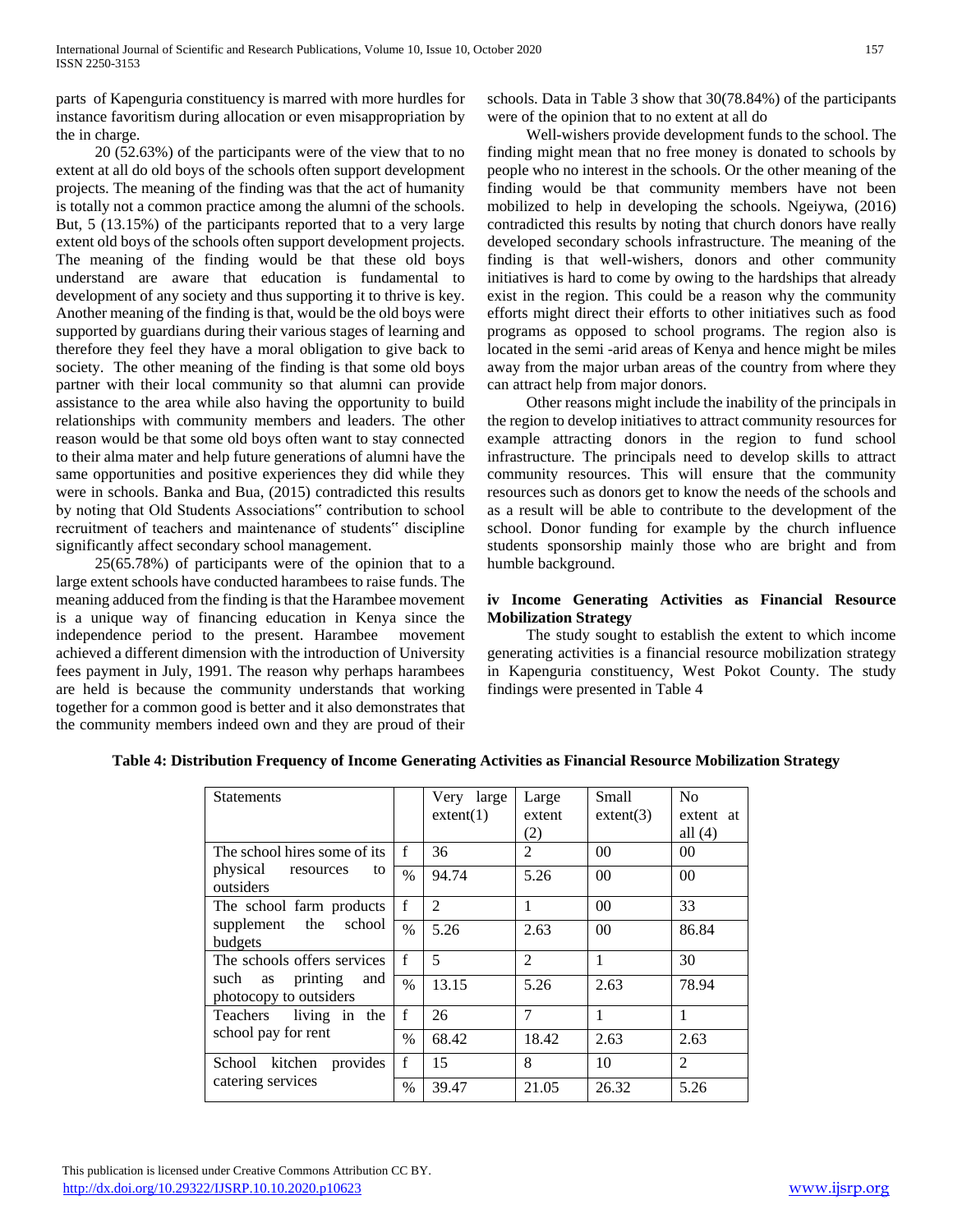parts of Kapenguria constituency is marred with more hurdles for instance favoritism during allocation or even misappropriation by the in charge.

20 (52.63%) of the participants were of the view that to no extent at all do old boys of the schools often support development projects. The meaning of the finding was that the act of humanity is totally not a common practice among the alumni of the schools. But, 5 (13.15%) of the participants reported that to a very large extent old boys of the schools often support development projects. The meaning of the finding would be that these old boys understand are aware that education is fundamental to development of any society and thus supporting it to thrive is key. Another meaning of the finding is that, would be the old boys were supported by guardians during their various stages of learning and therefore they feel they have a moral obligation to give back to society. The other meaning of the finding is that some old boys partner with their local community so that alumni can provide assistance to the area while also having the opportunity to build relationships with community members and leaders. The other reason would be that some old boys often want to stay connected to their alma mater and help future generations of alumni have the same opportunities and positive experiences they did while they were in schools. Banka and Bua, (2015) contradicted this results by noting that Old Students Associations" contribution to school recruitment of teachers and maintenance of students" discipline significantly affect secondary school management.

25(65.78%) of participants were of the opinion that to a large extent schools have conducted harambees to raise funds. The meaning adduced from the finding is that the Harambee movement is a unique way of financing education in Kenya since the independence period to the present. Harambee movement achieved a different dimension with the introduction of University fees payment in July, 1991. The reason why perhaps harambees are held is because the community understands that working together for a common good is better and it also demonstrates that the community members indeed own and they are proud of their schools. Data in Table 3 show that 30(78.84%) of the participants were of the opinion that to no extent at all do

Well-wishers provide development funds to the school. The finding might mean that no free money is donated to schools by people who no interest in the schools. Or the other meaning of the finding would be that community members have not been mobilized to help in developing the schools. Ngeiywa, (2016) contradicted this results by noting that church donors have really developed secondary schools infrastructure. The meaning of the finding is that well-wishers, donors and other community initiatives is hard to come by owing to the hardships that already exist in the region. This could be a reason why the community efforts might direct their efforts to other initiatives such as food programs as opposed to school programs. The region also is located in the semi -arid areas of Kenya and hence might be miles away from the major urban areas of the country from where they can attract help from major donors.

Other reasons might include the inability of the principals in the region to develop initiatives to attract community resources for example attracting donors in the region to fund school infrastructure. The principals need to develop skills to attract community resources. This will ensure that the community resources such as donors get to know the needs of the schools and as a result will be able to contribute to the development of the school. Donor funding for example by the church influence students sponsorship mainly those who are bright and from humble background.

### iv Income Generating Activities as Financial Resource Mobilization Strategy

The study sought to establish the extent to which income generating activities is a financial resource mobilization strategy in Kapenguria constituency, West Pokot County. The study findings were presented in Table 4

**Table 4: Distribution Frequency of Income Generating Activities as Financial Resource Mobilization Strategy**

| Statements | | Very large extent(1) | Large extent (2) | Small extent(3) | No extent at all (4) |
|---|---|---|---|---|---|
| The school hires some of its physical resources to outsiders | f | 36 | 2 | 00 | 00 |
| | % | 94.74 | 5.26 | 00 | 00 |
| The school farm products supplement the school budgets | f | 2 | 1 | 00 | 33 |
| | % | 5.26 | 2.63 | 00 | 86.84 |
| The schools offers services such as printing and photocopy to outsiders | f | 5 | 2 | 1 | 30 |
| | % | 13.15 | 5.26 | 2.63 | 78.94 |
| Teachers living in the school pay for rent | f | 26 | 7 | 1 | 1 |
| | % | 68.42 | 18.42 | 2.63 | 2.63 |
| School kitchen provides catering services | f | 15 | 8 | 10 | 2 |
| | % | 39.47 | 21.05 | 26.32 | 5.26 |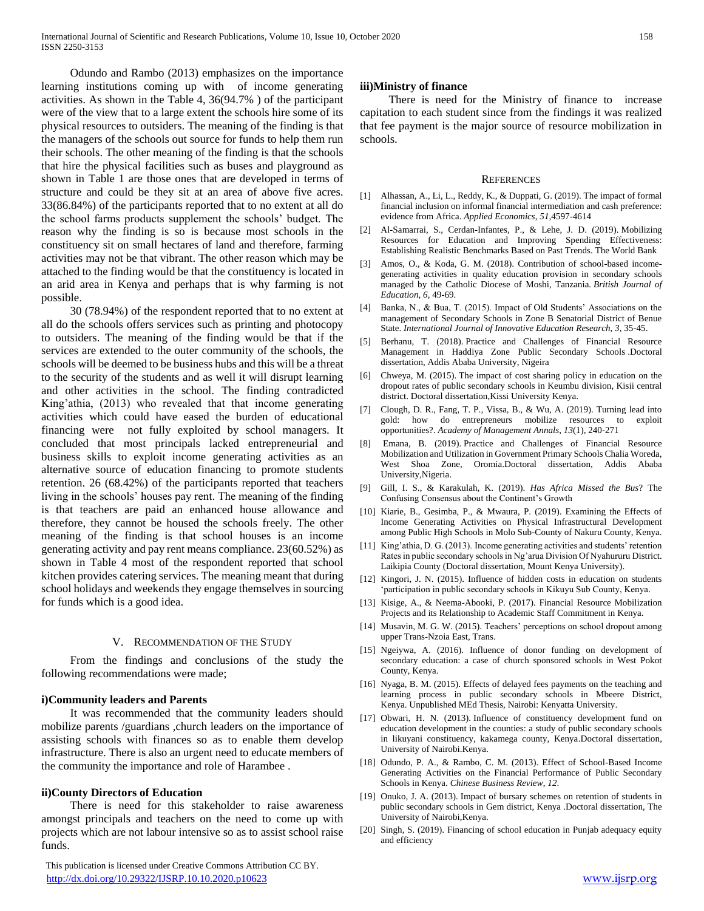Odundo and Rambo (2013) emphasizes on the importance learning institutions coming up with of income generating activities. As shown in the Table 4, 36(94.7% ) of the participant were of the view that to a large extent the schools hire some of its physical resources to outsiders. The meaning of the finding is that the managers of the schools out source for funds to help them run their schools. The other meaning of the finding is that the schools that hire the physical facilities such as buses and playground as shown in Table 1 are those ones that are developed in terms of structure and could be they sit at an area of above five acres. 33(86.84%) of the participants reported that to no extent at all do the school farms products supplement the schools' budget. The reason why the finding is so is because most schools in the constituency sit on small hectares of land and therefore, farming activities may not be that vibrant. The other reason which may be attached to the finding would be that the constituency is located in an arid area in Kenya and perhaps that is why farming is not possible.

30 (78.94%) of the respondent reported that to no extent at all do the schools offers services such as printing and photocopy to outsiders. The meaning of the finding would be that if the services are extended to the outer community of the schools, the schools will be deemed to be business hubs and this will be a threat to the security of the students and as well it will disrupt learning and other activities in the school. The finding contradicted King'athia, (2013) who revealed that that income generating activities which could have eased the burden of educational financing were not fully exploited by school managers. It concluded that most principals lacked entrepreneurial and business skills to exploit income generating activities as an alternative source of education financing to promote students retention. 26 (68.42%) of the participants reported that teachers living in the schools' houses pay rent. The meaning of the finding is that teachers are paid an enhanced house allowance and therefore, they cannot be housed the schools freely. The other meaning of the finding is that school houses is an income generating activity and pay rent means compliance. 23(60.52%) as shown in Table 4 most of the respondent reported that school kitchen provides catering services. The meaning meant that during school holidays and weekends they engage themselves in sourcing for funds which is a good idea.

## V. Recommendation of the Study

From the findings and conclusions of the study the following recommendations were made;

**i)Community leaders and Parents**

It was recommended that the community leaders should mobilize parents /guardians ,church leaders on the importance of assisting schools with finances so as to enable them develop infrastructure. There is also an urgent need to educate members of the community the importance and role of Harambee .

**ii)County Directors of Education**

There is need for this stakeholder to raise awareness amongst principals and teachers on the need to come up with projects which are not labour intensive so as to assist school raise funds.

**iii)Ministry of finance**

There is need for the Ministry of finance to increase capitation to each student since from the findings it was realized that fee payment is the major source of resource mobilization in schools.

## References

[1] Alhassan, A., Li, L., Reddy, K., & Duppati, G. (2019). The impact of formal financial inclusion on informal financial intermediation and cash preference: evidence from Africa. *Applied Economics*, *51*,4597-4614

[2] Al-Samarrai, S., Cerdan-Infantes, P., & Lehe, J. D. (2019). Mobilizing Resources for Education and Improving Spending Effectiveness: Establishing Realistic Benchmarks Based on Past Trends. The World Bank

[3] Amos, O., & Koda, G. M. (2018). Contribution of school-based income-generating activities in quality education provision in secondary schools managed by the Catholic Diocese of Moshi, Tanzania. *British Journal of Education*, *6*, 49-69.

[4] Banka, N., & Bua, T. (2015). Impact of Old Students' Associations on the management of Secondary Schools in Zone B Senatorial District of Benue State. *International Journal of Innovative Education Research*, *3*, 35-45.

[5] Berhanu, T. (2018). Practice and Challenges of Financial Resource Management in Haddiya Zone Public Secondary Schools .Doctoral dissertation, Addis Ababa University, Nigeira

[6] Chweya, M. (2015). The impact of cost sharing policy in education on the dropout rates of public secondary schools in Keumbu division, Kisii central district. Doctoral dissertation,Kissi University Kenya.

[7] Clough, D. R., Fang, T. P., Vissa, B., & Wu, A. (2019). Turning lead into gold: how do entrepreneurs mobilize resources to exploit opportunities?. *Academy of Management Annals*, *13*(1), 240-271

[8] Emana, B. (2019). Practice and Challenges of Financial Resource Mobilization and Utilization in Government Primary Schools Chalia Woreda, West Shoa Zone, Oromia.Doctoral dissertation, Addis Ababa University,Nigeria.

[9] Gill, I. S., & Karakulah, K. (2019). *Has Africa Missed the Bus*? The Confusing Consensus about the Continent's Growth

[10] Kiarie, B., Gesimba, P., & Mwaura, P. (2019). Examining the Effects of Income Generating Activities on Physical Infrastructural Development among Public High Schools in Molo Sub-County of Nakuru County, Kenya.

[11] King'athia, D. G. (2013). Income generating activities and students' retention Rates in public secondary schools in Ng'arua Division Of Nyahururu District. Laikipia County (Doctoral dissertation, Mount Kenya University).

[12] Kingori, J. N. (2015). Influence of hidden costs in education on students 'participation in public secondary schools in Kikuyu Sub County, Kenya.

[13] Kisige, A., & Neema-Abooki, P. (2017). Financial Resource Mobilization Projects and its Relationship to Academic Staff Commitment in Kenya.

[14] Musavin, M. G. W. (2015). Teachers' perceptions on school dropout among upper Trans-Nzoia East, Trans.

[15] Ngeiywa, A. (2016). Influence of donor funding on development of secondary education: a case of church sponsored schools in West Pokot County, Kenya.

[16] Nyaga, B. M. (2015). Effects of delayed fees payments on the teaching and learning process in public secondary schools in Mbeere District, Kenya. Unpublished MEd Thesis, Nairobi: Kenyatta University.

[17] Obwari, H. N. (2013). Influence of constituency development fund on education development in the counties: a study of public secondary schools in likuyani constituency, kakamega county, Kenya.Doctoral dissertation, University of Nairobi.Kenya.

[18] Odundo, P. A., & Rambo, C. M. (2013). Effect of School-Based Income Generating Activities on the Financial Performance of Public Secondary Schools in Kenya. *Chinese Business Review*, *12*.

[19] Onuko, J. A. (2013). Impact of bursary schemes on retention of students in public secondary schools in Gem district, Kenya .Doctoral dissertation, The University of Nairobi,Kenya.

[20] Singh, S. (2019). Financing of school education in Punjab adequacy equity and efficiency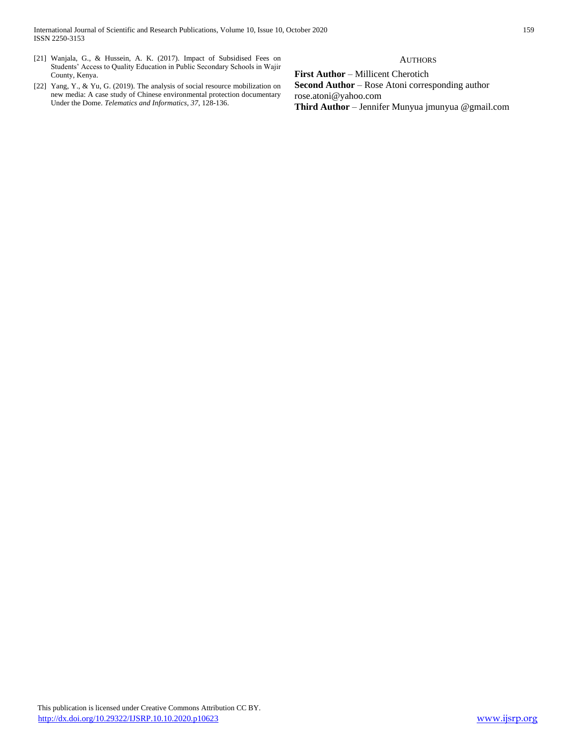[21] Wanjala, G., & Hussein, A. K. (2017). Impact of Subsidised Fees on Students' Access to Quality Education in Public Secondary Schools in Wajir County, Kenya.

[22] Yang, Y., & Yu, G. (2019). The analysis of social resource mobilization on new media: A case study of Chinese environmental protection documentary Under the Dome. *Telematics and Informatics*, *37*, 128-136.

## AUTHORS

**First Author** – Millicent Cherotich

**Second Author** – Rose Atoni corresponding author rose.atoni@yahoo.com

**Third Author** – Jennifer Munyua jmunyua @gmail.com

This publication is licensed under Creative Commons Attribution CC BY.
http://dx.doi.org/10.29322/IJSRP.10.10.2020.p10623